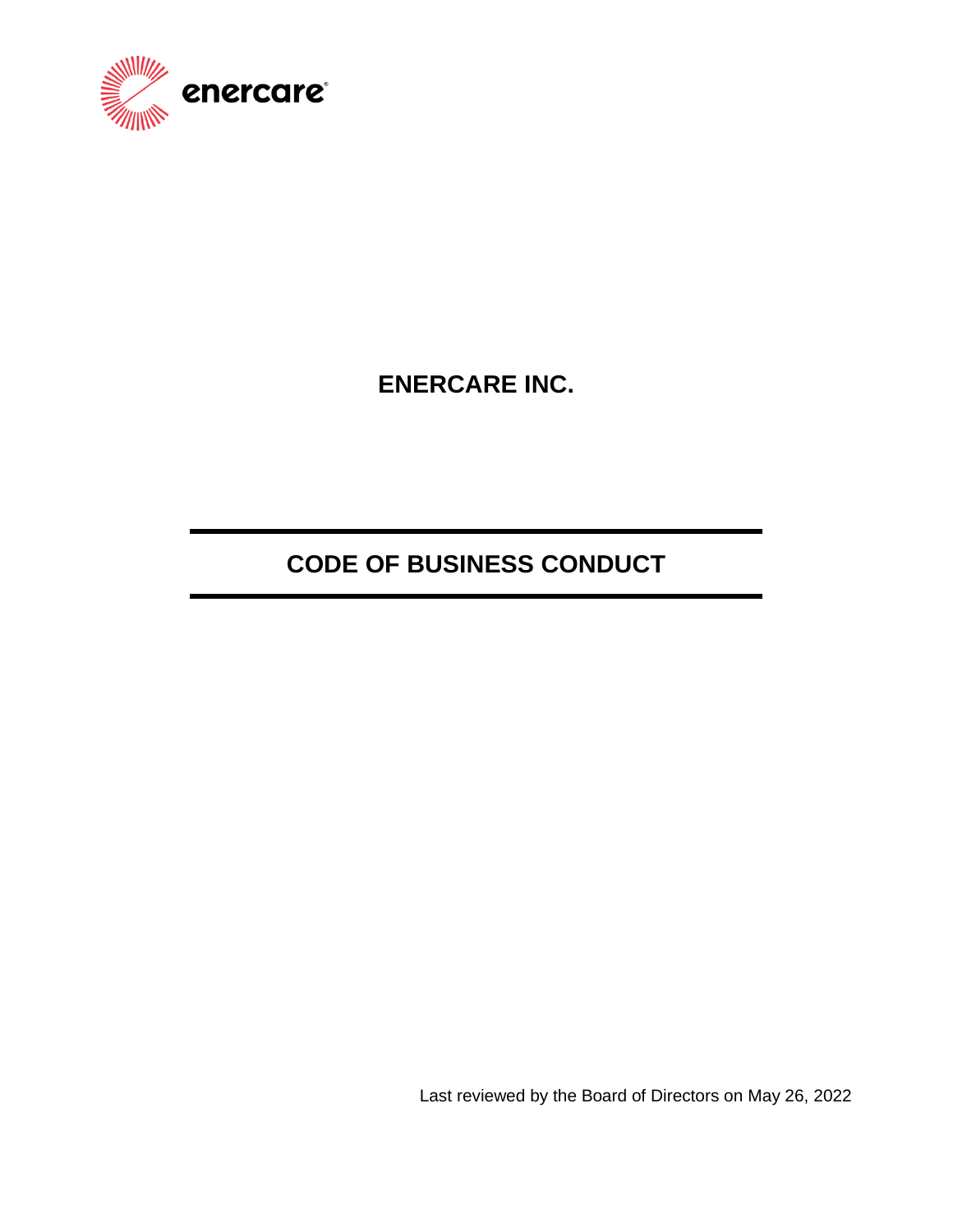enercare

# ENERCARE INC.

# CODE OF BUSINESS CONDUCT

Last reviewed by the Board of Directors on May 26, 2022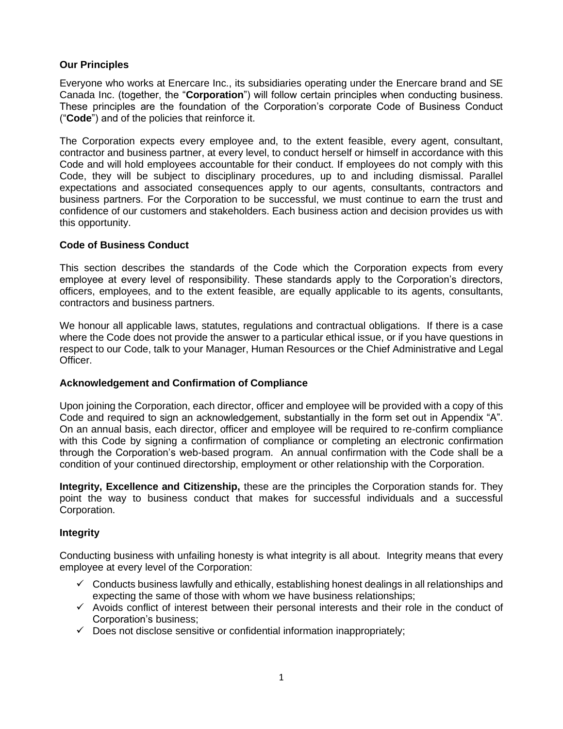### Our Principles

Everyone who works at Enercare Inc., its subsidiaries operating under the Enercare brand and SE Canada Inc. (together, the "**Corporation**") will follow certain principles when conducting business. These principles are the foundation of the Corporation's corporate Code of Business Conduct ("**Code**") and of the policies that reinforce it.

The Corporation expects every employee and, to the extent feasible, every agent, consultant, contractor and business partner, at every level, to conduct herself or himself in accordance with this Code and will hold employees accountable for their conduct. If employees do not comply with this Code, they will be subject to disciplinary procedures, up to and including dismissal. Parallel expectations and associated consequences apply to our agents, consultants, contractors and business partners. For the Corporation to be successful, we must continue to earn the trust and confidence of our customers and stakeholders. Each business action and decision provides us with this opportunity.

### Code of Business Conduct

This section describes the standards of the Code which the Corporation expects from every employee at every level of responsibility. These standards apply to the Corporation's directors, officers, employees, and to the extent feasible, are equally applicable to its agents, consultants, contractors and business partners.

We honour all applicable laws, statutes, regulations and contractual obligations. If there is a case where the Code does not provide the answer to a particular ethical issue, or if you have questions in respect to our Code, talk to your Manager, Human Resources or the Chief Administrative and Legal Officer.

### Acknowledgement and Confirmation of Compliance

Upon joining the Corporation, each director, officer and employee will be provided with a copy of this Code and required to sign an acknowledgement, substantially in the form set out in Appendix "A". On an annual basis, each director, officer and employee will be required to re-confirm compliance with this Code by signing a confirmation of compliance or completing an electronic confirmation through the Corporation's web-based program. An annual confirmation with the Code shall be a condition of your continued directorship, employment or other relationship with the Corporation.

**Integrity, Excellence and Citizenship,** these are the principles the Corporation stands for. They point the way to business conduct that makes for successful individuals and a successful Corporation.

### Integrity

Conducting business with unfailing honesty is what integrity is all about. Integrity means that every employee at every level of the Corporation:

- ✓ Conducts business lawfully and ethically, establishing honest dealings in all relationships and expecting the same of those with whom we have business relationships;
- ✓ Avoids conflict of interest between their personal interests and their role in the conduct of Corporation's business;
- ✓ Does not disclose sensitive or confidential information inappropriately;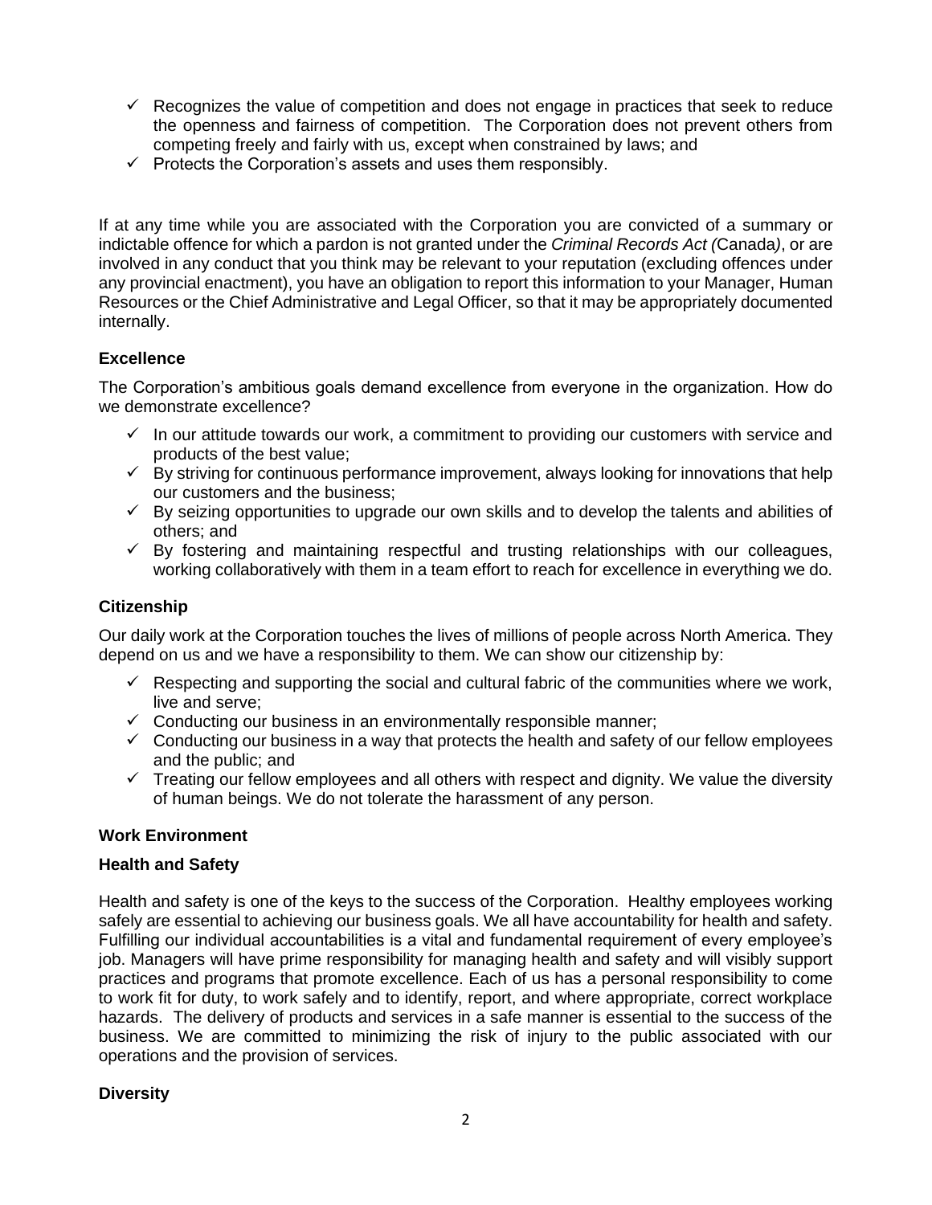- ✓ Recognizes the value of competition and does not engage in practices that seek to reduce the openness and fairness of competition. The Corporation does not prevent others from competing freely and fairly with us, except when constrained by laws; and
- ✓ Protects the Corporation's assets and uses them responsibly.

If at any time while you are associated with the Corporation you are convicted of a summary or indictable offence for which a pardon is not granted under the *Criminal Records Act (*Canada*)*, or are involved in any conduct that you think may be relevant to your reputation (excluding offences under any provincial enactment), you have an obligation to report this information to your Manager, Human Resources or the Chief Administrative and Legal Officer, so that it may be appropriately documented internally.

**Excellence**

The Corporation's ambitious goals demand excellence from everyone in the organization. How do we demonstrate excellence?

- ✓ In our attitude towards our work, a commitment to providing our customers with service and products of the best value;
- ✓ By striving for continuous performance improvement, always looking for innovations that help our customers and the business;
- ✓ By seizing opportunities to upgrade our own skills and to develop the talents and abilities of others; and
- ✓ By fostering and maintaining respectful and trusting relationships with our colleagues, working collaboratively with them in a team effort to reach for excellence in everything we do.

**Citizenship**

Our daily work at the Corporation touches the lives of millions of people across North America. They depend on us and we have a responsibility to them. We can show our citizenship by:

- ✓ Respecting and supporting the social and cultural fabric of the communities where we work, live and serve;
- ✓ Conducting our business in an environmentally responsible manner;
- ✓ Conducting our business in a way that protects the health and safety of our fellow employees and the public; and
- ✓ Treating our fellow employees and all others with respect and dignity. We value the diversity of human beings. We do not tolerate the harassment of any person.

**Work Environment**

**Health and Safety**

Health and safety is one of the keys to the success of the Corporation. Healthy employees working safely are essential to achieving our business goals. We all have accountability for health and safety. Fulfilling our individual accountabilities is a vital and fundamental requirement of every employee's job. Managers will have prime responsibility for managing health and safety and will visibly support practices and programs that promote excellence. Each of us has a personal responsibility to come to work fit for duty, to work safely and to identify, report, and where appropriate, correct workplace hazards. The delivery of products and services in a safe manner is essential to the success of the business. We are committed to minimizing the risk of injury to the public associated with our operations and the provision of services.

**Diversity**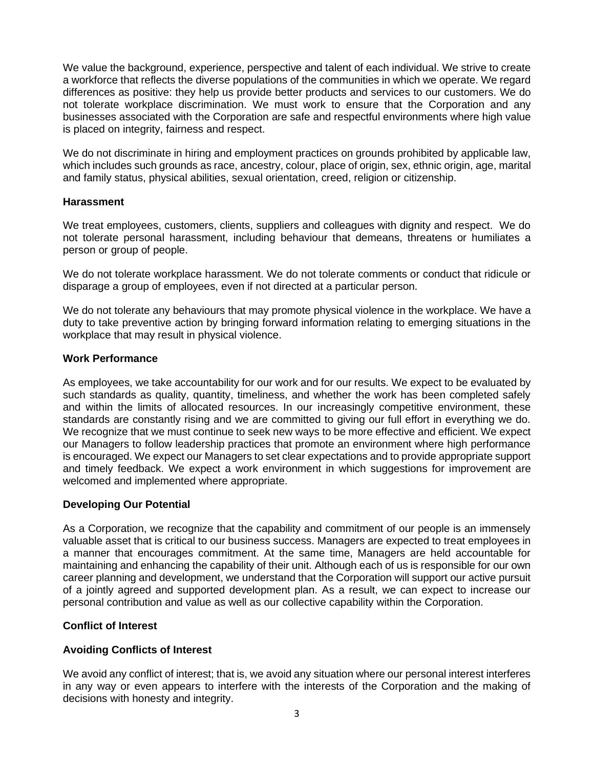We value the background, experience, perspective and talent of each individual. We strive to create a workforce that reflects the diverse populations of the communities in which we operate. We regard differences as positive: they help us provide better products and services to our customers. We do not tolerate workplace discrimination. We must work to ensure that the Corporation and any businesses associated with the Corporation are safe and respectful environments where high value is placed on integrity, fairness and respect.

We do not discriminate in hiring and employment practices on grounds prohibited by applicable law, which includes such grounds as race, ancestry, colour, place of origin, sex, ethnic origin, age, marital and family status, physical abilities, sexual orientation, creed, religion or citizenship.

**Harassment**

We treat employees, customers, clients, suppliers and colleagues with dignity and respect. We do not tolerate personal harassment, including behaviour that demeans, threatens or humiliates a person or group of people.

We do not tolerate workplace harassment. We do not tolerate comments or conduct that ridicule or disparage a group of employees, even if not directed at a particular person.

We do not tolerate any behaviours that may promote physical violence in the workplace. We have a duty to take preventive action by bringing forward information relating to emerging situations in the workplace that may result in physical violence.

**Work Performance**

As employees, we take accountability for our work and for our results. We expect to be evaluated by such standards as quality, quantity, timeliness, and whether the work has been completed safely and within the limits of allocated resources. In our increasingly competitive environment, these standards are constantly rising and we are committed to giving our full effort in everything we do. We recognize that we must continue to seek new ways to be more effective and efficient. We expect our Managers to follow leadership practices that promote an environment where high performance is encouraged. We expect our Managers to set clear expectations and to provide appropriate support and timely feedback. We expect a work environment in which suggestions for improvement are welcomed and implemented where appropriate.

**Developing Our Potential**

As a Corporation, we recognize that the capability and commitment of our people is an immensely valuable asset that is critical to our business success. Managers are expected to treat employees in a manner that encourages commitment. At the same time, Managers are held accountable for maintaining and enhancing the capability of their unit. Although each of us is responsible for our own career planning and development, we understand that the Corporation will support our active pursuit of a jointly agreed and supported development plan. As a result, we can expect to increase our personal contribution and value as well as our collective capability within the Corporation.

**Conflict of Interest**

**Avoiding Conflicts of Interest**

We avoid any conflict of interest; that is, we avoid any situation where our personal interest interferes in any way or even appears to interfere with the interests of the Corporation and the making of decisions with honesty and integrity.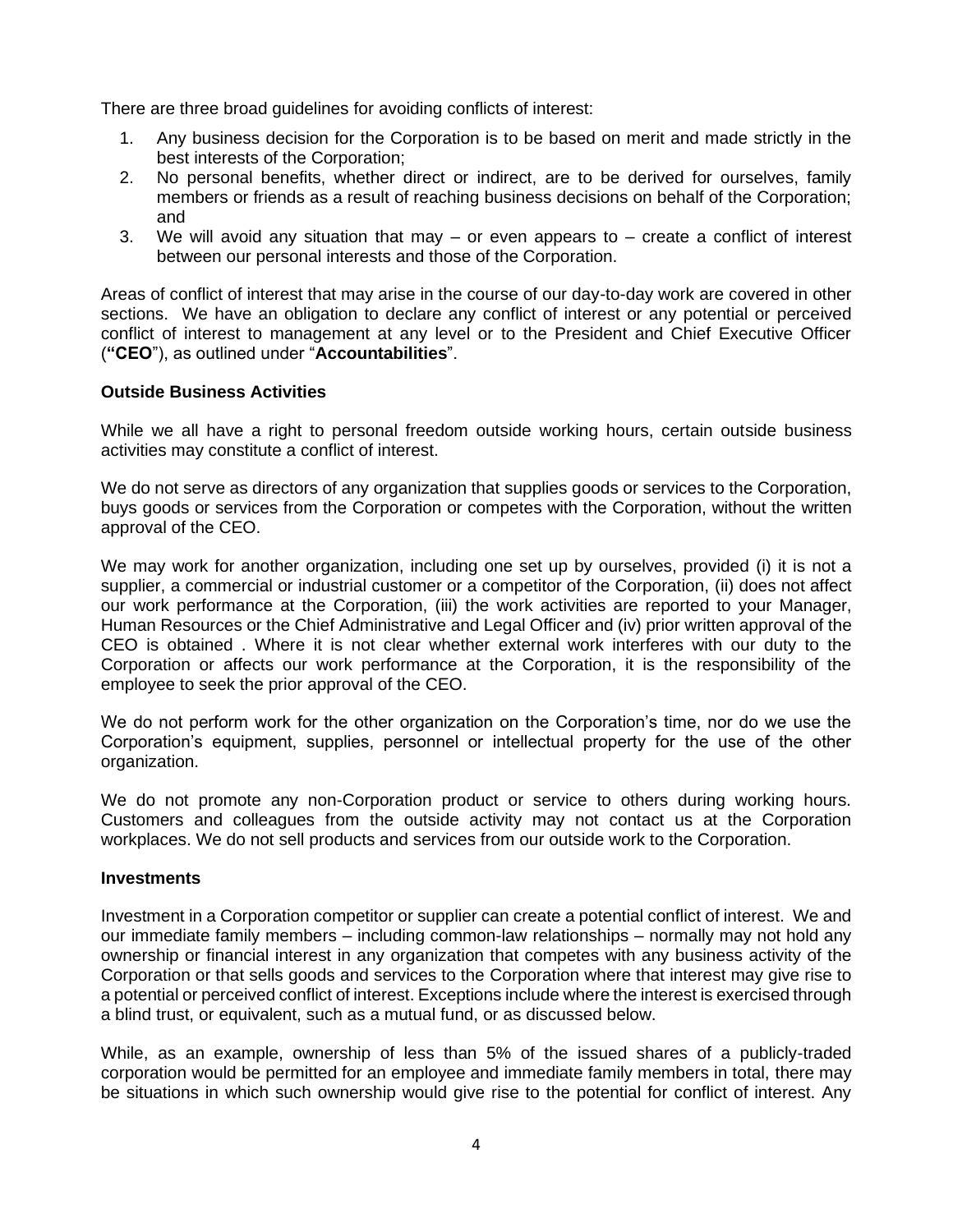There are three broad guidelines for avoiding conflicts of interest:

1. Any business decision for the Corporation is to be based on merit and made strictly in the best interests of the Corporation;
2. No personal benefits, whether direct or indirect, are to be derived for ourselves, family members or friends as a result of reaching business decisions on behalf of the Corporation; and
3. We will avoid any situation that may – or even appears to – create a conflict of interest between our personal interests and those of the Corporation.

Areas of conflict of interest that may arise in the course of our day-to-day work are covered in other sections. We have an obligation to declare any conflict of interest or any potential or perceived conflict of interest to management at any level or to the President and Chief Executive Officer (**"CEO"**), as outlined under "**Accountabilities**".

**Outside Business Activities**

While we all have a right to personal freedom outside working hours, certain outside business activities may constitute a conflict of interest.

We do not serve as directors of any organization that supplies goods or services to the Corporation, buys goods or services from the Corporation or competes with the Corporation, without the written approval of the CEO.

We may work for another organization, including one set up by ourselves, provided (i) it is not a supplier, a commercial or industrial customer or a competitor of the Corporation, (ii) does not affect our work performance at the Corporation, (iii) the work activities are reported to your Manager, Human Resources or the Chief Administrative and Legal Officer and (iv) prior written approval of the CEO is obtained . Where it is not clear whether external work interferes with our duty to the Corporation or affects our work performance at the Corporation, it is the responsibility of the employee to seek the prior approval of the CEO.

We do not perform work for the other organization on the Corporation's time, nor do we use the Corporation's equipment, supplies, personnel or intellectual property for the use of the other organization.

We do not promote any non-Corporation product or service to others during working hours. Customers and colleagues from the outside activity may not contact us at the Corporation workplaces. We do not sell products and services from our outside work to the Corporation.

**Investments**

Investment in a Corporation competitor or supplier can create a potential conflict of interest. We and our immediate family members – including common-law relationships – normally may not hold any ownership or financial interest in any organization that competes with any business activity of the Corporation or that sells goods and services to the Corporation where that interest may give rise to a potential or perceived conflict of interest. Exceptions include where the interest is exercised through a blind trust, or equivalent, such as a mutual fund, or as discussed below.

While, as an example, ownership of less than 5% of the issued shares of a publicly-traded corporation would be permitted for an employee and immediate family members in total, there may be situations in which such ownership would give rise to the potential for conflict of interest. Any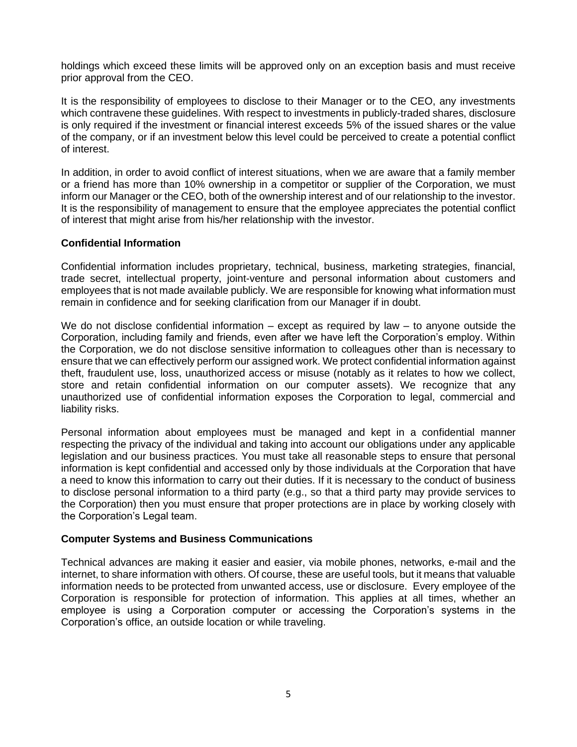holdings which exceed these limits will be approved only on an exception basis and must receive prior approval from the CEO.

It is the responsibility of employees to disclose to their Manager or to the CEO, any investments which contravene these guidelines. With respect to investments in publicly-traded shares, disclosure is only required if the investment or financial interest exceeds 5% of the issued shares or the value of the company, or if an investment below this level could be perceived to create a potential conflict of interest.

In addition, in order to avoid conflict of interest situations, when we are aware that a family member or a friend has more than 10% ownership in a competitor or supplier of the Corporation, we must inform our Manager or the CEO, both of the ownership interest and of our relationship to the investor. It is the responsibility of management to ensure that the employee appreciates the potential conflict of interest that might arise from his/her relationship with the investor.

**Confidential Information**

Confidential information includes proprietary, technical, business, marketing strategies, financial, trade secret, intellectual property, joint-venture and personal information about customers and employees that is not made available publicly. We are responsible for knowing what information must remain in confidence and for seeking clarification from our Manager if in doubt.

We do not disclose confidential information – except as required by law – to anyone outside the Corporation, including family and friends, even after we have left the Corporation's employ. Within the Corporation, we do not disclose sensitive information to colleagues other than is necessary to ensure that we can effectively perform our assigned work. We protect confidential information against theft, fraudulent use, loss, unauthorized access or misuse (notably as it relates to how we collect, store and retain confidential information on our computer assets). We recognize that any unauthorized use of confidential information exposes the Corporation to legal, commercial and liability risks.

Personal information about employees must be managed and kept in a confidential manner respecting the privacy of the individual and taking into account our obligations under any applicable legislation and our business practices. You must take all reasonable steps to ensure that personal information is kept confidential and accessed only by those individuals at the Corporation that have a need to know this information to carry out their duties. If it is necessary to the conduct of business to disclose personal information to a third party (e.g., so that a third party may provide services to the Corporation) then you must ensure that proper protections are in place by working closely with the Corporation's Legal team.

**Computer Systems and Business Communications**

Technical advances are making it easier and easier, via mobile phones, networks, e-mail and the internet, to share information with others. Of course, these are useful tools, but it means that valuable information needs to be protected from unwanted access, use or disclosure. Every employee of the Corporation is responsible for protection of information. This applies at all times, whether an employee is using a Corporation computer or accessing the Corporation's systems in the Corporation's office, an outside location or while traveling.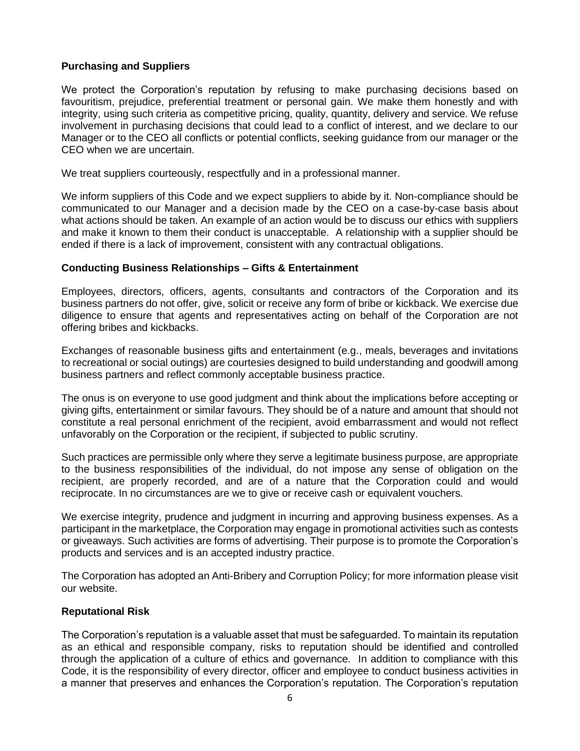## Purchasing and Suppliers

We protect the Corporation's reputation by refusing to make purchasing decisions based on favouritism, prejudice, preferential treatment or personal gain. We make them honestly and with integrity, using such criteria as competitive pricing, quality, quantity, delivery and service. We refuse involvement in purchasing decisions that could lead to a conflict of interest, and we declare to our Manager or to the CEO all conflicts or potential conflicts, seeking guidance from our manager or the CEO when we are uncertain.

We treat suppliers courteously, respectfully and in a professional manner.

We inform suppliers of this Code and we expect suppliers to abide by it. Non-compliance should be communicated to our Manager and a decision made by the CEO on a case-by-case basis about what actions should be taken. An example of an action would be to discuss our ethics with suppliers and make it known to them their conduct is unacceptable. A relationship with a supplier should be ended if there is a lack of improvement, consistent with any contractual obligations.

## Conducting Business Relationships – Gifts & Entertainment

Employees, directors, officers, agents, consultants and contractors of the Corporation and its business partners do not offer, give, solicit or receive any form of bribe or kickback. We exercise due diligence to ensure that agents and representatives acting on behalf of the Corporation are not offering bribes and kickbacks.

Exchanges of reasonable business gifts and entertainment (e.g., meals, beverages and invitations to recreational or social outings) are courtesies designed to build understanding and goodwill among business partners and reflect commonly acceptable business practice.

The onus is on everyone to use good judgment and think about the implications before accepting or giving gifts, entertainment or similar favours. They should be of a nature and amount that should not constitute a real personal enrichment of the recipient, avoid embarrassment and would not reflect unfavorably on the Corporation or the recipient, if subjected to public scrutiny.

Such practices are permissible only where they serve a legitimate business purpose, are appropriate to the business responsibilities of the individual, do not impose any sense of obligation on the recipient, are properly recorded, and are of a nature that the Corporation could and would reciprocate. In no circumstances are we to give or receive cash or equivalent vouchers.

We exercise integrity, prudence and judgment in incurring and approving business expenses. As a participant in the marketplace, the Corporation may engage in promotional activities such as contests or giveaways. Such activities are forms of advertising. Their purpose is to promote the Corporation's products and services and is an accepted industry practice.

The Corporation has adopted an Anti-Bribery and Corruption Policy; for more information please visit our website.

## Reputational Risk

The Corporation's reputation is a valuable asset that must be safeguarded. To maintain its reputation as an ethical and responsible company, risks to reputation should be identified and controlled through the application of a culture of ethics and governance. In addition to compliance with this Code, it is the responsibility of every director, officer and employee to conduct business activities in a manner that preserves and enhances the Corporation's reputation. The Corporation's reputation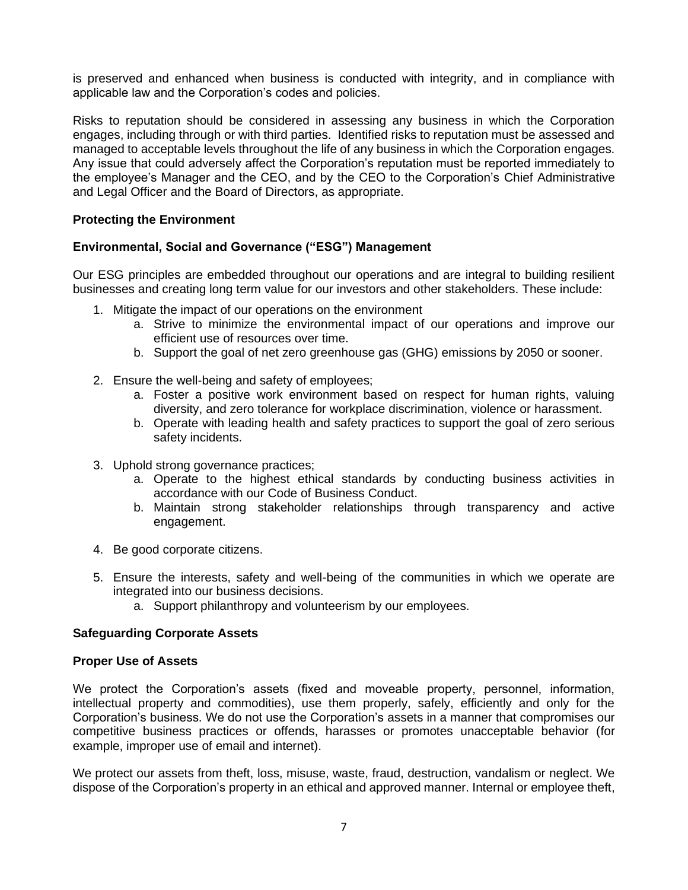is preserved and enhanced when business is conducted with integrity, and in compliance with applicable law and the Corporation's codes and policies.

Risks to reputation should be considered in assessing any business in which the Corporation engages, including through or with third parties. Identified risks to reputation must be assessed and managed to acceptable levels throughout the life of any business in which the Corporation engages. Any issue that could adversely affect the Corporation's reputation must be reported immediately to the employee's Manager and the CEO, and by the CEO to the Corporation's Chief Administrative and Legal Officer and the Board of Directors, as appropriate.

## Protecting the Environment

### Environmental, Social and Governance ("ESG") Management

Our ESG principles are embedded throughout our operations and are integral to building resilient businesses and creating long term value for our investors and other stakeholders. These include:

1. Mitigate the impact of our operations on the environment
   a. Strive to minimize the environmental impact of our operations and improve our efficient use of resources over time.
   b. Support the goal of net zero greenhouse gas (GHG) emissions by 2050 or sooner.

2. Ensure the well-being and safety of employees;
   a. Foster a positive work environment based on respect for human rights, valuing diversity, and zero tolerance for workplace discrimination, violence or harassment.
   b. Operate with leading health and safety practices to support the goal of zero serious safety incidents.

3. Uphold strong governance practices;
   a. Operate to the highest ethical standards by conducting business activities in accordance with our Code of Business Conduct.
   b. Maintain strong stakeholder relationships through transparency and active engagement.

4. Be good corporate citizens.

5. Ensure the interests, safety and well-being of the communities in which we operate are integrated into our business decisions.
   a. Support philanthropy and volunteerism by our employees.

## Safeguarding Corporate Assets

### Proper Use of Assets

We protect the Corporation's assets (fixed and moveable property, personnel, information, intellectual property and commodities), use them properly, safely, efficiently and only for the Corporation's business. We do not use the Corporation's assets in a manner that compromises our competitive business practices or offends, harasses or promotes unacceptable behavior (for example, improper use of email and internet).

We protect our assets from theft, loss, misuse, waste, fraud, destruction, vandalism or neglect. We dispose of the Corporation's property in an ethical and approved manner. Internal or employee theft,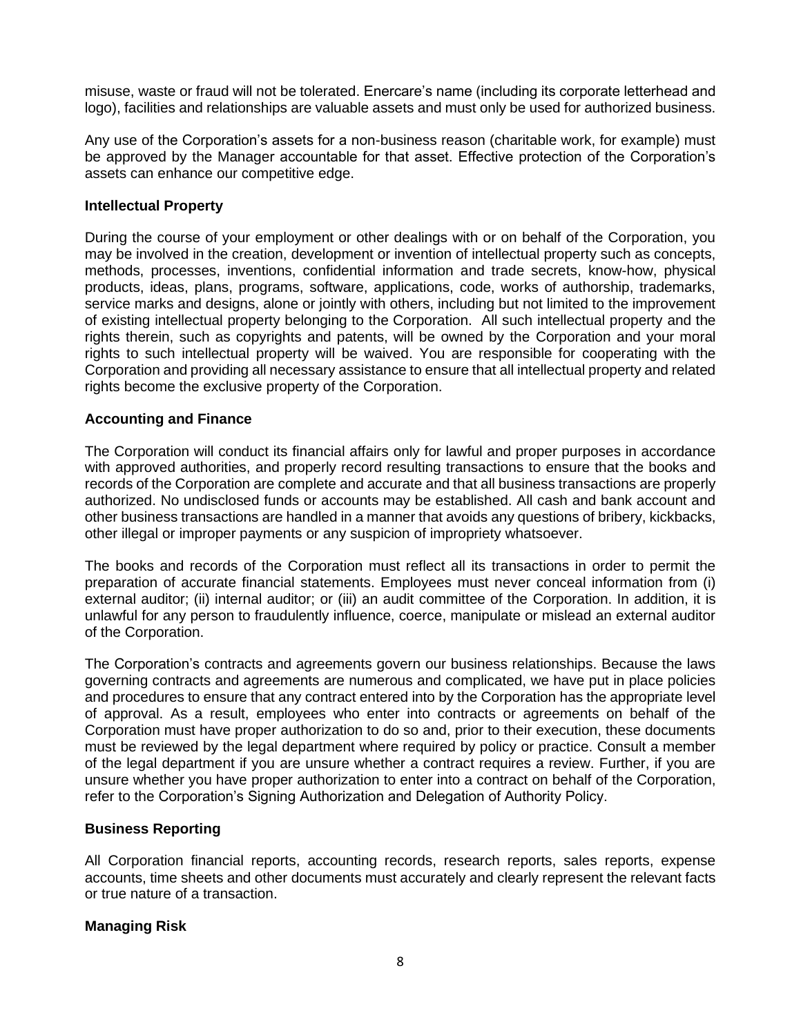misuse, waste or fraud will not be tolerated. Enercare's name (including its corporate letterhead and logo), facilities and relationships are valuable assets and must only be used for authorized business.

Any use of the Corporation's assets for a non-business reason (charitable work, for example) must be approved by the Manager accountable for that asset. Effective protection of the Corporation's assets can enhance our competitive edge.

**Intellectual Property**

During the course of your employment or other dealings with or on behalf of the Corporation, you may be involved in the creation, development or invention of intellectual property such as concepts, methods, processes, inventions, confidential information and trade secrets, know-how, physical products, ideas, plans, programs, software, applications, code, works of authorship, trademarks, service marks and designs, alone or jointly with others, including but not limited to the improvement of existing intellectual property belonging to the Corporation. All such intellectual property and the rights therein, such as copyrights and patents, will be owned by the Corporation and your moral rights to such intellectual property will be waived. You are responsible for cooperating with the Corporation and providing all necessary assistance to ensure that all intellectual property and related rights become the exclusive property of the Corporation.

**Accounting and Finance**

The Corporation will conduct its financial affairs only for lawful and proper purposes in accordance with approved authorities, and properly record resulting transactions to ensure that the books and records of the Corporation are complete and accurate and that all business transactions are properly authorized. No undisclosed funds or accounts may be established. All cash and bank account and other business transactions are handled in a manner that avoids any questions of bribery, kickbacks, other illegal or improper payments or any suspicion of impropriety whatsoever.

The books and records of the Corporation must reflect all its transactions in order to permit the preparation of accurate financial statements. Employees must never conceal information from (i) external auditor; (ii) internal auditor; or (iii) an audit committee of the Corporation. In addition, it is unlawful for any person to fraudulently influence, coerce, manipulate or mislead an external auditor of the Corporation.

The Corporation's contracts and agreements govern our business relationships. Because the laws governing contracts and agreements are numerous and complicated, we have put in place policies and procedures to ensure that any contract entered into by the Corporation has the appropriate level of approval. As a result, employees who enter into contracts or agreements on behalf of the Corporation must have proper authorization to do so and, prior to their execution, these documents must be reviewed by the legal department where required by policy or practice. Consult a member of the legal department if you are unsure whether a contract requires a review. Further, if you are unsure whether you have proper authorization to enter into a contract on behalf of the Corporation, refer to the Corporation's Signing Authorization and Delegation of Authority Policy.

**Business Reporting**

All Corporation financial reports, accounting records, research reports, sales reports, expense accounts, time sheets and other documents must accurately and clearly represent the relevant facts or true nature of a transaction.

**Managing Risk**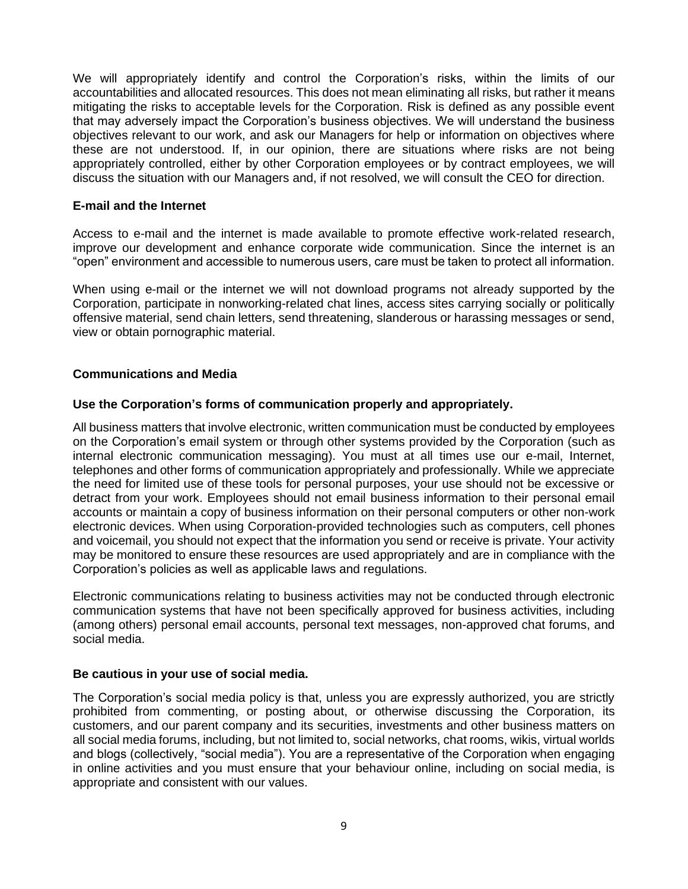We will appropriately identify and control the Corporation's risks, within the limits of our accountabilities and allocated resources. This does not mean eliminating all risks, but rather it means mitigating the risks to acceptable levels for the Corporation. Risk is defined as any possible event that may adversely impact the Corporation's business objectives. We will understand the business objectives relevant to our work, and ask our Managers for help or information on objectives where these are not understood. If, in our opinion, there are situations where risks are not being appropriately controlled, either by other Corporation employees or by contract employees, we will discuss the situation with our Managers and, if not resolved, we will consult the CEO for direction.

**E-mail and the Internet**

Access to e-mail and the internet is made available to promote effective work-related research, improve our development and enhance corporate wide communication. Since the internet is an "open" environment and accessible to numerous users, care must be taken to protect all information.

When using e-mail or the internet we will not download programs not already supported by the Corporation, participate in nonworking-related chat lines, access sites carrying socially or politically offensive material, send chain letters, send threatening, slanderous or harassing messages or send, view or obtain pornographic material.

**Communications and Media**

**Use the Corporation's forms of communication properly and appropriately.**

All business matters that involve electronic, written communication must be conducted by employees on the Corporation's email system or through other systems provided by the Corporation (such as internal electronic communication messaging). You must at all times use our e-mail, Internet, telephones and other forms of communication appropriately and professionally. While we appreciate the need for limited use of these tools for personal purposes, your use should not be excessive or detract from your work. Employees should not email business information to their personal email accounts or maintain a copy of business information on their personal computers or other non-work electronic devices. When using Corporation-provided technologies such as computers, cell phones and voicemail, you should not expect that the information you send or receive is private. Your activity may be monitored to ensure these resources are used appropriately and are in compliance with the Corporation's policies as well as applicable laws and regulations.

Electronic communications relating to business activities may not be conducted through electronic communication systems that have not been specifically approved for business activities, including (among others) personal email accounts, personal text messages, non-approved chat forums, and social media.

**Be cautious in your use of social media.**

The Corporation's social media policy is that, unless you are expressly authorized, you are strictly prohibited from commenting, or posting about, or otherwise discussing the Corporation, its customers, and our parent company and its securities, investments and other business matters on all social media forums, including, but not limited to, social networks, chat rooms, wikis, virtual worlds and blogs (collectively, "social media"). You are a representative of the Corporation when engaging in online activities and you must ensure that your behaviour online, including on social media, is appropriate and consistent with our values.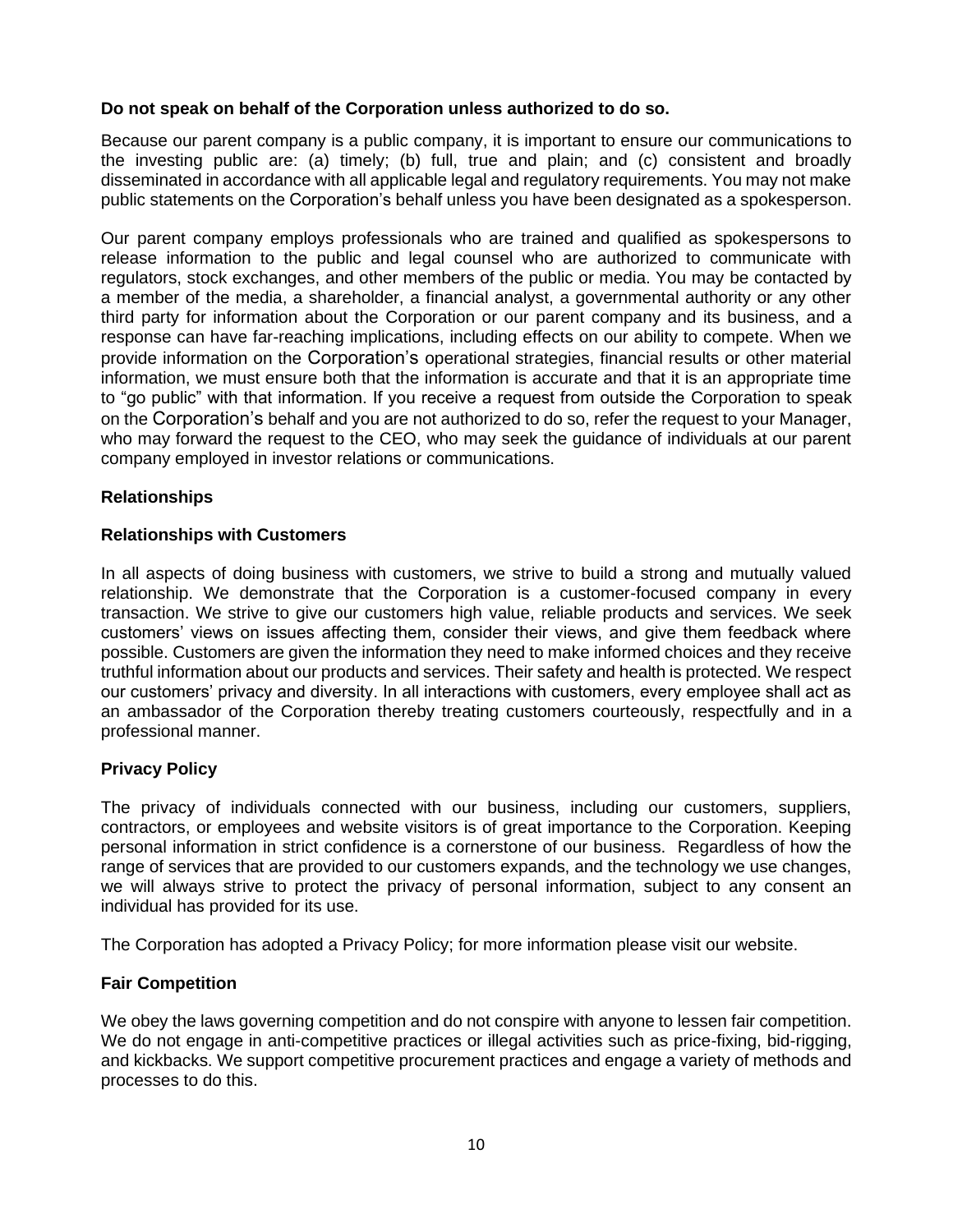**Do not speak on behalf of the Corporation unless authorized to do so.**

Because our parent company is a public company, it is important to ensure our communications to the investing public are: (a) timely; (b) full, true and plain; and (c) consistent and broadly disseminated in accordance with all applicable legal and regulatory requirements. You may not make public statements on the Corporation's behalf unless you have been designated as a spokesperson.

Our parent company employs professionals who are trained and qualified as spokespersons to release information to the public and legal counsel who are authorized to communicate with regulators, stock exchanges, and other members of the public or media. You may be contacted by a member of the media, a shareholder, a financial analyst, a governmental authority or any other third party for information about the Corporation or our parent company and its business, and a response can have far-reaching implications, including effects on our ability to compete. When we provide information on the Corporation's operational strategies, financial results or other material information, we must ensure both that the information is accurate and that it is an appropriate time to "go public" with that information. If you receive a request from outside the Corporation to speak on the Corporation's behalf and you are not authorized to do so, refer the request to your Manager, who may forward the request to the CEO, who may seek the guidance of individuals at our parent company employed in investor relations or communications.

## Relationships

### Relationships with Customers

In all aspects of doing business with customers, we strive to build a strong and mutually valued relationship. We demonstrate that the Corporation is a customer-focused company in every transaction. We strive to give our customers high value, reliable products and services. We seek customers' views on issues affecting them, consider their views, and give them feedback where possible. Customers are given the information they need to make informed choices and they receive truthful information about our products and services. Their safety and health is protected. We respect our customers' privacy and diversity. In all interactions with customers, every employee shall act as an ambassador of the Corporation thereby treating customers courteously, respectfully and in a professional manner.

### Privacy Policy

The privacy of individuals connected with our business, including our customers, suppliers, contractors, or employees and website visitors is of great importance to the Corporation. Keeping personal information in strict confidence is a cornerstone of our business. Regardless of how the range of services that are provided to our customers expands, and the technology we use changes, we will always strive to protect the privacy of personal information, subject to any consent an individual has provided for its use.

The Corporation has adopted a Privacy Policy; for more information please visit our website.

### Fair Competition

We obey the laws governing competition and do not conspire with anyone to lessen fair competition. We do not engage in anti-competitive practices or illegal activities such as price-fixing, bid-rigging, and kickbacks. We support competitive procurement practices and engage a variety of methods and processes to do this.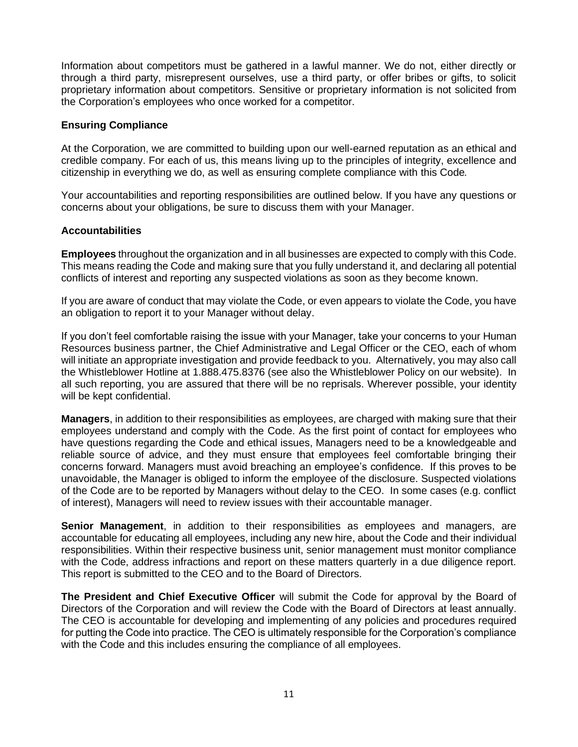Information about competitors must be gathered in a lawful manner. We do not, either directly or through a third party, misrepresent ourselves, use a third party, or offer bribes or gifts, to solicit proprietary information about competitors. Sensitive or proprietary information is not solicited from the Corporation's employees who once worked for a competitor.

### Ensuring Compliance

At the Corporation, we are committed to building upon our well-earned reputation as an ethical and credible company. For each of us, this means living up to the principles of integrity, excellence and citizenship in everything we do, as well as ensuring complete compliance with this Code.

Your accountabilities and reporting responsibilities are outlined below. If you have any questions or concerns about your obligations, be sure to discuss them with your Manager.

### Accountabilities

**Employees** throughout the organization and in all businesses are expected to comply with this Code. This means reading the Code and making sure that you fully understand it, and declaring all potential conflicts of interest and reporting any suspected violations as soon as they become known.

If you are aware of conduct that may violate the Code, or even appears to violate the Code, you have an obligation to report it to your Manager without delay.

If you don't feel comfortable raising the issue with your Manager, take your concerns to your Human Resources business partner, the Chief Administrative and Legal Officer or the CEO, each of whom will initiate an appropriate investigation and provide feedback to you. Alternatively, you may also call the Whistleblower Hotline at 1.888.475.8376 (see also the Whistleblower Policy on our website). In all such reporting, you are assured that there will be no reprisals. Wherever possible, your identity will be kept confidential.

**Managers**, in addition to their responsibilities as employees, are charged with making sure that their employees understand and comply with the Code. As the first point of contact for employees who have questions regarding the Code and ethical issues, Managers need to be a knowledgeable and reliable source of advice, and they must ensure that employees feel comfortable bringing their concerns forward. Managers must avoid breaching an employee's confidence. If this proves to be unavoidable, the Manager is obliged to inform the employee of the disclosure. Suspected violations of the Code are to be reported by Managers without delay to the CEO. In some cases (e.g. conflict of interest), Managers will need to review issues with their accountable manager.

**Senior Management**, in addition to their responsibilities as employees and managers, are accountable for educating all employees, including any new hire, about the Code and their individual responsibilities. Within their respective business unit, senior management must monitor compliance with the Code, address infractions and report on these matters quarterly in a due diligence report. This report is submitted to the CEO and to the Board of Directors.

**The President and Chief Executive Officer** will submit the Code for approval by the Board of Directors of the Corporation and will review the Code with the Board of Directors at least annually. The CEO is accountable for developing and implementing of any policies and procedures required for putting the Code into practice. The CEO is ultimately responsible for the Corporation's compliance with the Code and this includes ensuring the compliance of all employees.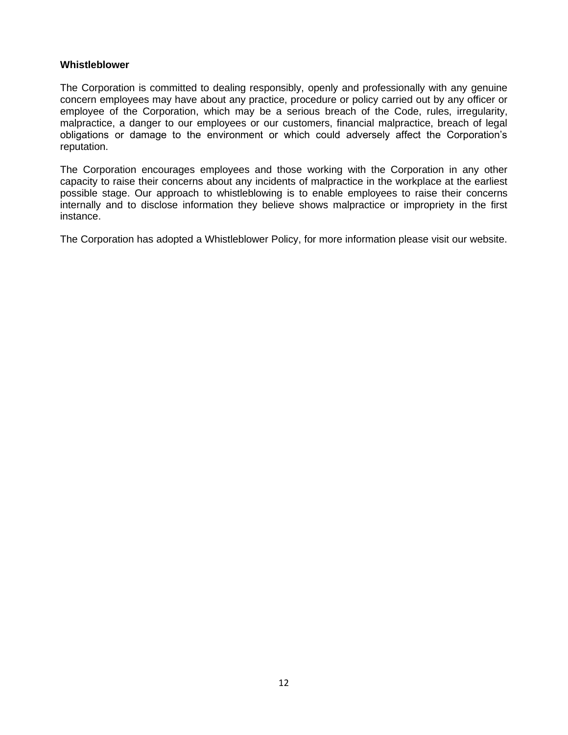**Whistleblower**

The Corporation is committed to dealing responsibly, openly and professionally with any genuine concern employees may have about any practice, procedure or policy carried out by any officer or employee of the Corporation, which may be a serious breach of the Code, rules, irregularity, malpractice, a danger to our employees or our customers, financial malpractice, breach of legal obligations or damage to the environment or which could adversely affect the Corporation's reputation.

The Corporation encourages employees and those working with the Corporation in any other capacity to raise their concerns about any incidents of malpractice in the workplace at the earliest possible stage. Our approach to whistleblowing is to enable employees to raise their concerns internally and to disclose information they believe shows malpractice or impropriety in the first instance.

The Corporation has adopted a Whistleblower Policy, for more information please visit our website.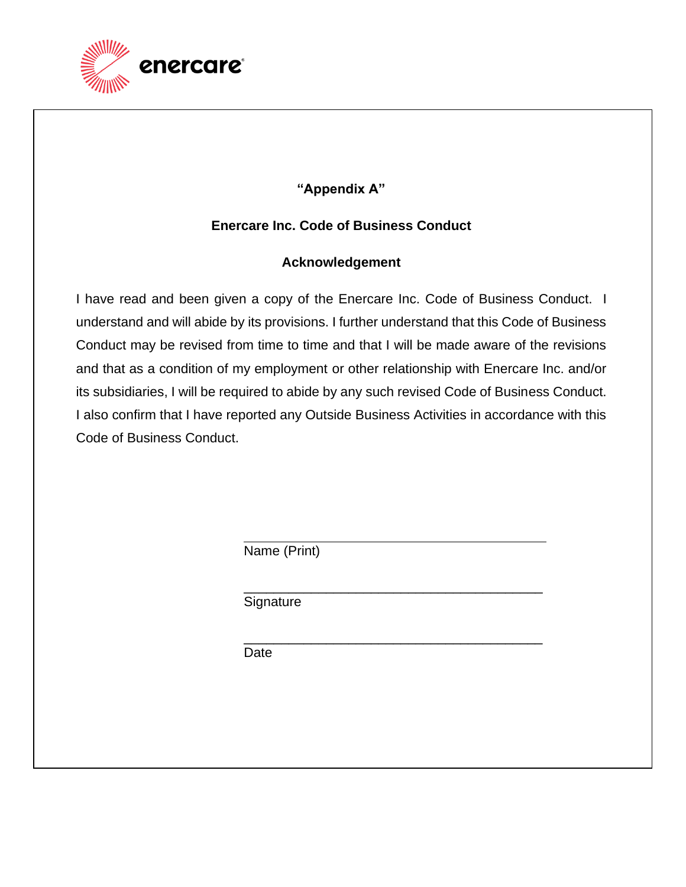**“Appendix A”**

**Enercare Inc. Code of Business Conduct**

**Acknowledgement**

I have read and been given a copy of the Enercare Inc. Code of Business Conduct. I understand and will abide by its provisions. I further understand that this Code of Business Conduct may be revised from time to time and that I will be made aware of the revisions and that as a condition of my employment or other relationship with Enercare Inc. and/or its subsidiaries, I will be required to abide by any such revised Code of Business Conduct. I also confirm that I have reported any Outside Business Activities in accordance with this Code of Business Conduct.

\_\_\_\_\_\_\_\_\_\_\_\_\_\_\_\_\_\_\_\_\_\_\_\_\_\_\_\_\_\_\_\_\_\_\_\_\_\_\_\_

Name (Print)

\_\_\_\_\_\_\_\_\_\_\_\_\_\_\_\_\_\_\_\_\_\_\_\_\_\_\_\_\_\_\_\_\_\_\_\_\_\_\_\_

Signature

\_\_\_\_\_\_\_\_\_\_\_\_\_\_\_\_\_\_\_\_\_\_\_\_\_\_\_\_\_\_\_\_\_\_\_\_\_\_\_\_

Date